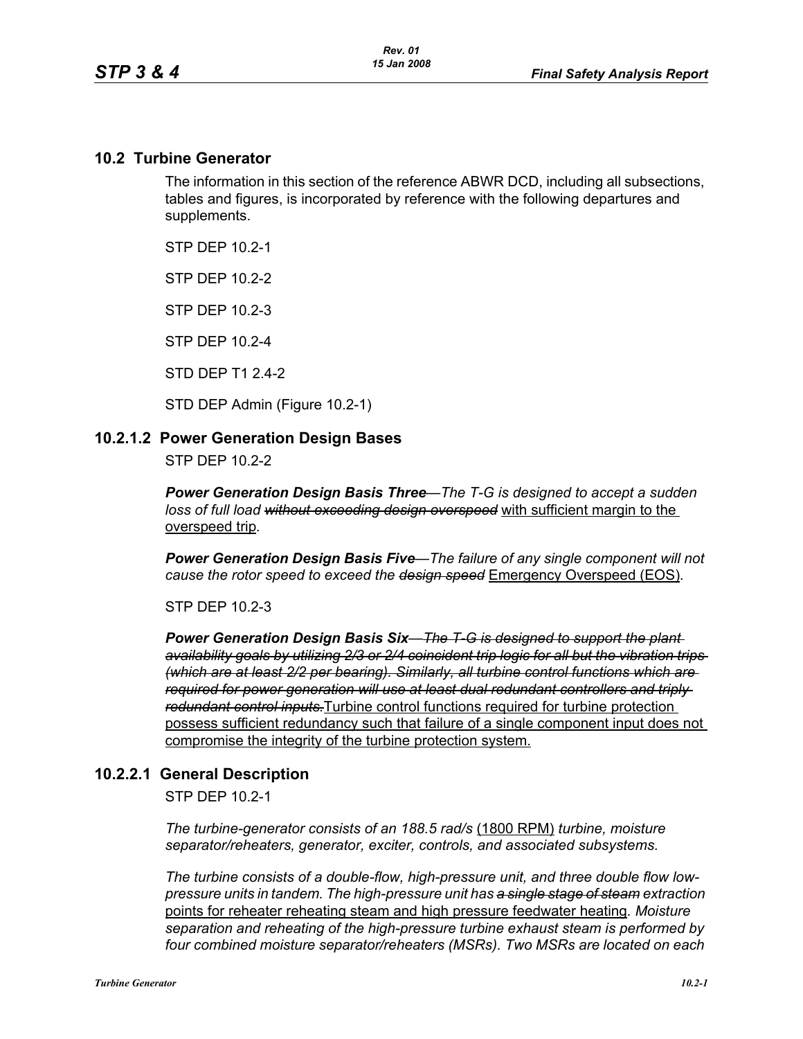## 10.2 Turbine Generator

The information in this section of the reference ABWR DCD, including all subsections, tables and figures, is incorporated by reference with the following departures and supplements.

STP DEP 10.2-1

STP DEP 10.2-2

STP DEP 10.2-3

STP DEP 10.2-4

STD DEP T1 2.4-2

STD DEP Admin (Figure 10.2-1)

## 10.2.1.2 Power Generation Design Bases

STP DEP 10.2-2

***Power Generation Design Basis Three****—The T-G is designed to accept a sudden loss of full load ~~without exceeding design overspeed~~* <u>with sufficient margin to the overspeed trip</u>*.*

***Power Generation Design Basis Five****—The failure of any single component will not cause the rotor speed to exceed the ~~design speed~~* <u>Emergency Overspeed (EOS)</u>*.*

STP DEP 10.2-3

***Power Generation Design Basis Six****~~—The T-G is designed to support the plant availability goals by utilizing 2/3 or 2/4 coincident trip logic for all but the vibration trips (which are at least 2/2 per bearing). Similarly, all turbine control functions which are required for power generation will use at least dual redundant controllers and triply redundant control inputs.~~*<u>Turbine control functions required for turbine protection possess sufficient redundancy such that failure of a single component input does not compromise the integrity of the turbine protection system.</u>

## 10.2.2.1 General Description

STP DEP 10.2-1

*The turbine-generator consists of an 188.5 rad/s* <u>(1800 RPM)</u> *turbine, moisture separator/reheaters, generator, exciter, controls, and associated subsystems.*

*The turbine consists of a double-flow, high-pressure unit, and three double flow low-pressure units in tandem. The high-pressure unit has ~~a single stage of steam~~ extraction* <u>points for reheater reheating steam and high pressure feedwater heating</u>*. Moisture separation and reheating of the high-pressure turbine exhaust steam is performed by four combined moisture separator/reheaters (MSRs). Two MSRs are located on each*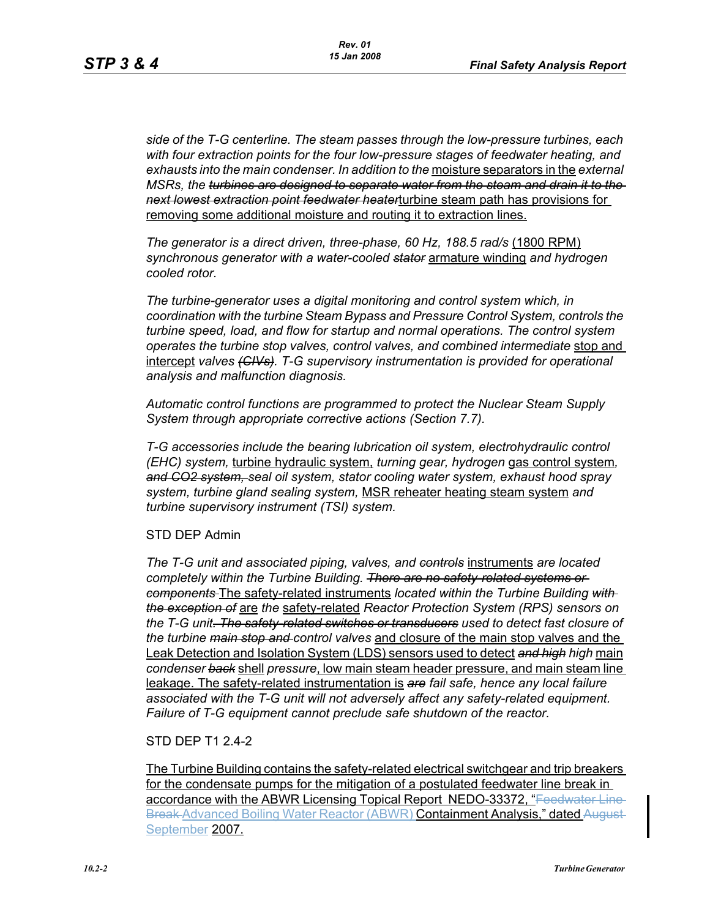*side of the T-G centerline. The steam passes through the low-pressure turbines, each with four extraction points for the four low-pressure stages of feedwater heating, and exhausts into the main condenser. In addition to the* moisture separators in the *external MSRs, the* ~~*turbines are designed to separate water from the steam and drain it to the next lowest extraction point feedwater heater*~~turbine steam path has provisions for removing some additional moisture and routing it to extraction lines.

*The generator is a direct driven, three-phase, 60 Hz, 188.5 rad/s* (1800 RPM) *synchronous generator with a water-cooled* ~~*stator*~~ armature winding *and hydrogen cooled rotor.*

*The turbine-generator uses a digital monitoring and control system which, in coordination with the turbine Steam Bypass and Pressure Control System, controls the turbine speed, load, and flow for startup and normal operations. The control system operates the turbine stop valves, control valves, and combined intermediate* stop and intercept *valves* ~~*(CIVs)*~~*. T-G supervisory instrumentation is provided for operational analysis and malfunction diagnosis.*

*Automatic control functions are programmed to protect the Nuclear Steam Supply System through appropriate corrective actions (Section 7.7).*

*T-G accessories include the bearing lubrication oil system, electrohydraulic control (EHC) system,* turbine hydraulic system, *turning gear, hydrogen* gas control system*,* ~~*and CO2 system,*~~ *seal oil system, stator cooling water system, exhaust hood spray system, turbine gland sealing system,* MSR reheater heating steam system *and turbine supervisory instrument (TSI) system.*

STD DEP Admin

*The T-G unit and associated piping, valves, and* ~~*controls*~~ instruments *are located completely within the Turbine Building.* ~~*There are no safety-related systems or components*~~ The safety-related instruments *located within the Turbine Building* ~~*with the exception of*~~ are *the* safety-related *Reactor Protection System (RPS) sensors on the T-G unit*~~*. The safety-related switches or transducers*~~ *used to detect fast closure of the turbine* ~~*main stop and*~~ *control valves* and closure of the main stop valves and the Leak Detection and Isolation System (LDS) sensors used to detect ~~*and high*~~ *high* main *condenser* ~~*back*~~ shell *pressure*, low main steam header pressure, and main steam line leakage. The safety-related instrumentation is ~~*are*~~ *fail safe, hence any local failure associated with the T-G unit will not adversely affect any safety-related equipment. Failure of T-G equipment cannot preclude safe shutdown of the reactor.*

STD DEP T1 2.4-2

The Turbine Building contains the safety-related electrical switchgear and trip breakers for the condensate pumps for the mitigation of a postulated feedwater line break in accordance with the ABWR Licensing Topical Report NEDO-33372, "~~Feedwater Line Break~~ Advanced Boiling Water Reactor (ABWR) Containment Analysis," dated ~~August~~ September 2007.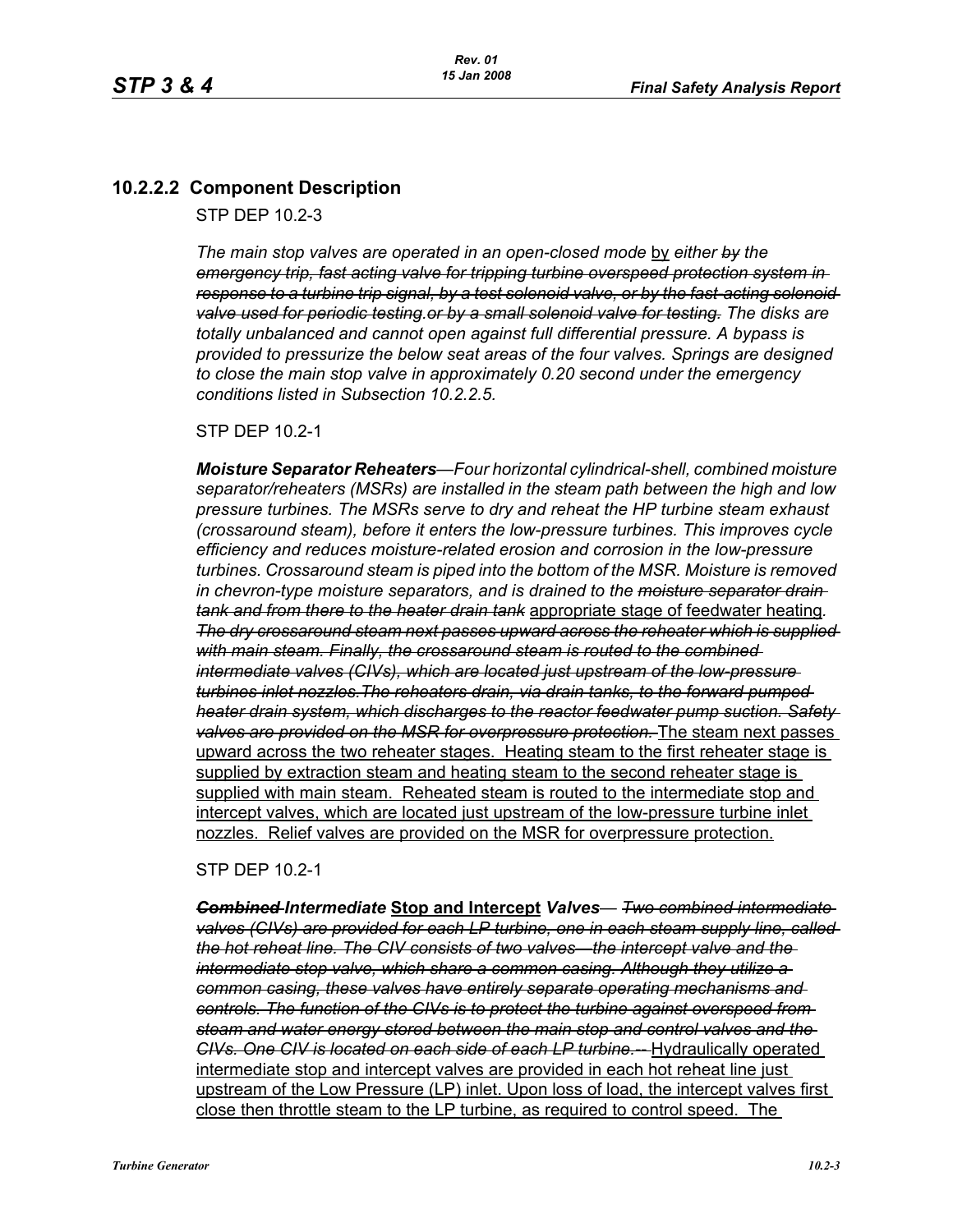### 10.2.2.2 Component Description

STP DEP 10.2-3

*The main stop valves are operated in an open-closed mode* <u>by</u> *either ~~by~~ the ~~emergency trip, fast acting valve for tripping turbine overspeed protection system in response to a turbine trip signal, by a test solenoid valve, or by the fast-acting solenoid valve used for periodic testing.or by a small solenoid valve for testing.~~ The disks are totally unbalanced and cannot open against full differential pressure. A bypass is provided to pressurize the below seat areas of the four valves. Springs are designed to close the main stop valve in approximately 0.20 second under the emergency conditions listed in Subsection 10.2.2.5.*

STP DEP 10.2-1

***Moisture Separator Reheaters****—Four horizontal cylindrical-shell, combined moisture separator/reheaters (MSRs) are installed in the steam path between the high and low pressure turbines. The MSRs serve to dry and reheat the HP turbine steam exhaust (crossaround steam), before it enters the low-pressure turbines. This improves cycle efficiency and reduces moisture-related erosion and corrosion in the low-pressure turbines. Crossaround steam is piped into the bottom of the MSR. Moisture is removed in chevron-type moisture separators, and is drained to the ~~moisture separator drain tank and from there to the heater drain tank~~* <u>appropriate stage of feedwater heating</u>*. ~~The dry crossaround steam next passes upward across the reheater which is supplied with main steam. Finally, the crossaround steam is routed to the combined intermediate valves (CIVs), which are located just upstream of the low-pressure turbines inlet nozzles.The reheaters drain, via drain tanks, to the forward pumped heater drain system, which discharges to the reactor feedwater pump suction. Safety valves are provided on the MSR for overpressure protection.~~* <u>The steam next passes upward across the two reheater stages. Heating steam to the first reheater stage is supplied by extraction steam and heating steam to the second reheater stage is supplied with main steam. Reheated steam is routed to the intermediate stop and intercept valves, which are located just upstream of the low-pressure turbine inlet nozzles. Relief valves are provided on the MSR for overpressure protection.</u>

STP DEP 10.2-1

***~~Combined~~ Intermediate*** <u>**Stop and Intercept**</u> ***Valves****— ~~Two combined intermediate valves (CIVs) are provided for each LP turbine, one in each steam supply line, called the hot reheat line. The CIV consists of two valves—the intercept valve and the intermediate stop valve, which share a common casing. Although they utilize a common casing, these valves have entirely separate operating mechanisms and controls. The function of the CIVs is to protect the turbine against overspeed from steam and water energy stored between the main stop and control valves and the CIVs. One CIV is located on each side of each LP turbine.--~~* <u>Hydraulically operated intermediate stop and intercept valves are provided in each hot reheat line just upstream of the Low Pressure (LP) inlet. Upon loss of load, the intercept valves first close then throttle steam to the LP turbine, as required to control speed. The</u>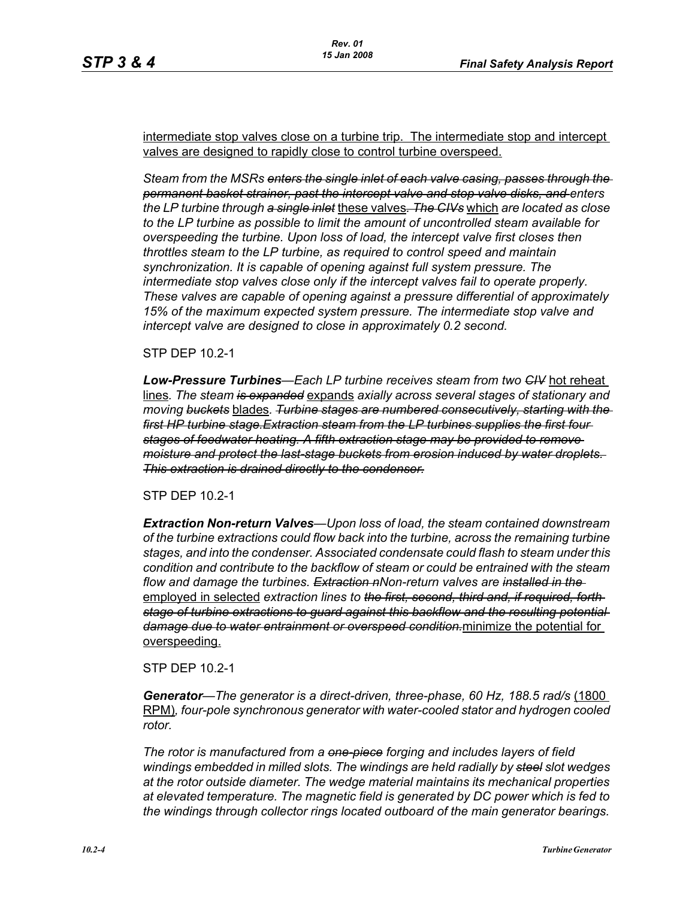intermediate stop valves close on a turbine trip. The intermediate stop and intercept valves are designed to rapidly close to control turbine overspeed.

*Steam from the MSRs ~~enters the single inlet of each valve casing, passes through the permanent basket strainer, past the intercept valve and stop valve disks, and~~ enters the LP turbine through ~~a single inlet~~* these valves*. ~~The CIVs~~* which *are located as close to the LP turbine as possible to limit the amount of uncontrolled steam available for overspeeding the turbine. Upon loss of load, the intercept valve first closes then throttles steam to the LP turbine, as required to control speed and maintain synchronization. It is capable of opening against full system pressure. The intermediate stop valves close only if the intercept valves fail to operate properly. These valves are capable of opening against a pressure differential of approximately 15% of the maximum expected system pressure. The intermediate stop valve and intercept valve are designed to close in approximately 0.2 second.*

STP DEP 10.2-1

***Low-Pressure Turbines****—Each LP turbine receives steam from two ~~CIV~~* hot reheat lines*. The steam ~~is expanded~~* expands *axially across several stages of stationary and moving ~~buckets~~* blades*. ~~Turbine stages are numbered consecutively, starting with the first HP turbine stage.Extraction steam from the LP turbines supplies the first four stages of feedwater heating. A fifth extraction stage may be provided to remove moisture and protect the last-stage buckets from erosion induced by water droplets. This extraction is drained directly to the condenser.~~*

STP DEP 10.2-1

***Extraction Non-return Valves****—Upon loss of load, the steam contained downstream of the turbine extractions could flow back into the turbine, across the remaining turbine stages, and into the condenser. Associated condensate could flash to steam under this condition and contribute to the backflow of steam or could be entrained with the steam flow and damage the turbines. ~~Extraction n~~Non-return valves are ~~installed in the~~* employed in selected *extraction lines to ~~the first, second, third and, if required, forth stage of turbine extractions to guard against this backflow and the resulting potential damage due to water entrainment or overspeed condition.~~*minimize the potential for overspeeding.

STP DEP 10.2-1

***Generator****—The generator is a direct-driven, three-phase, 60 Hz, 188.5 rad/s* (1800 RPM)*, four-pole synchronous generator with water-cooled stator and hydrogen cooled rotor.*

*The rotor is manufactured from a ~~one-piece~~ forging and includes layers of field windings embedded in milled slots. The windings are held radially by ~~steel~~ slot wedges at the rotor outside diameter. The wedge material maintains its mechanical properties at elevated temperature. The magnetic field is generated by DC power which is fed to the windings through collector rings located outboard of the main generator bearings.*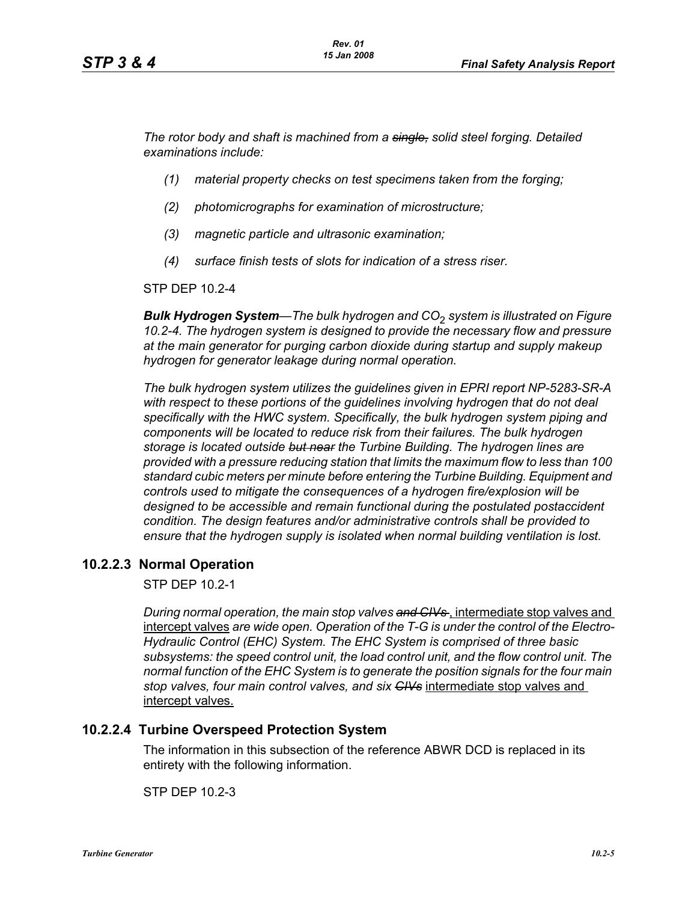*The rotor body and shaft is machined from a ~~single,~~ solid steel forging. Detailed examinations include:*

*(1) material property checks on test specimens taken from the forging;*

*(2) photomicrographs for examination of microstructure;*

*(3) magnetic particle and ultrasonic examination;*

*(4) surface finish tests of slots for indication of a stress riser.*

STP DEP 10.2-4

***Bulk Hydrogen System****—The bulk hydrogen and $CO_2$ system is illustrated on Figure 10.2-4. The hydrogen system is designed to provide the necessary flow and pressure at the main generator for purging carbon dioxide during startup and supply makeup hydrogen for generator leakage during normal operation.*

*The bulk hydrogen system utilizes the guidelines given in EPRI report NP-5283-SR-A with respect to these portions of the guidelines involving hydrogen that do not deal specifically with the HWC system. Specifically, the bulk hydrogen system piping and components will be located to reduce risk from their failures. The bulk hydrogen storage is located outside ~~but near~~ the Turbine Building. The hydrogen lines are provided with a pressure reducing station that limits the maximum flow to less than 100 standard cubic meters per minute before entering the Turbine Building. Equipment and controls used to mitigate the consequences of a hydrogen fire/explosion will be designed to be accessible and remain functional during the postulated postaccident condition. The design features and/or administrative controls shall be provided to ensure that the hydrogen supply is isolated when normal building ventilation is lost.*

### 10.2.2.3 Normal Operation

STP DEP 10.2-1

*During normal operation, the main stop valves ~~and CIVs~~* <u>, intermediate stop valves and intercept valves</u> *are wide open. Operation of the T-G is under the control of the Electro-Hydraulic Control (EHC) System. The EHC System is comprised of three basic subsystems: the speed control unit, the load control unit, and the flow control unit. The normal function of the EHC System is to generate the position signals for the four main stop valves, four main control valves, and six ~~CIVs~~* <u>intermediate stop valves and intercept valves.</u>

### 10.2.2.4 Turbine Overspeed Protection System

The information in this subsection of the reference ABWR DCD is replaced in its entirety with the following information.

STP DEP 10.2-3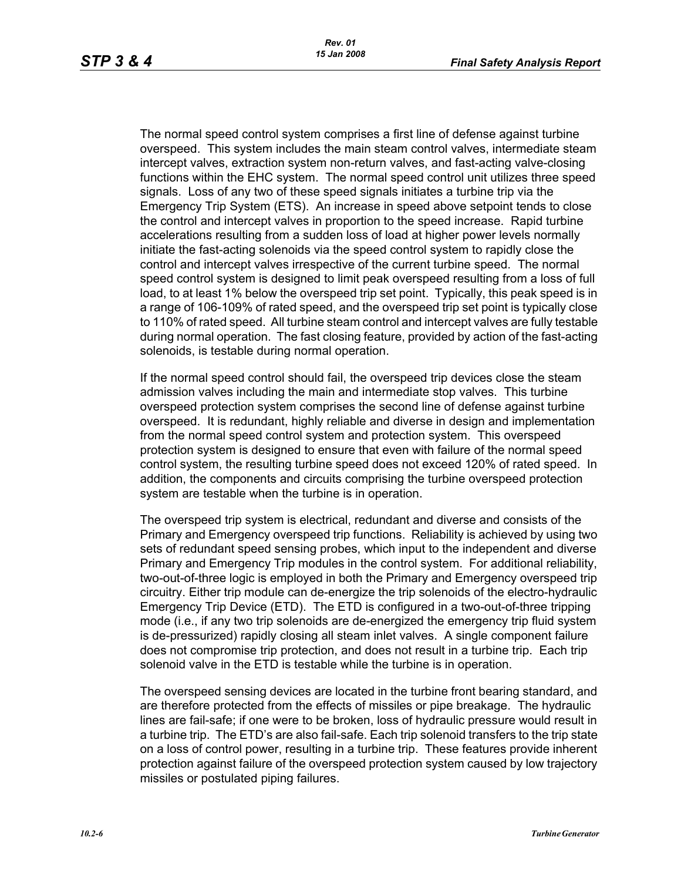The normal speed control system comprises a first line of defense against turbine overspeed. This system includes the main steam control valves, intermediate steam intercept valves, extraction system non-return valves, and fast-acting valve-closing functions within the EHC system. The normal speed control unit utilizes three speed signals. Loss of any two of these speed signals initiates a turbine trip via the Emergency Trip System (ETS). An increase in speed above setpoint tends to close the control and intercept valves in proportion to the speed increase. Rapid turbine accelerations resulting from a sudden loss of load at higher power levels normally initiate the fast-acting solenoids via the speed control system to rapidly close the control and intercept valves irrespective of the current turbine speed. The normal speed control system is designed to limit peak overspeed resulting from a loss of full load, to at least 1% below the overspeed trip set point. Typically, this peak speed is in a range of 106-109% of rated speed, and the overspeed trip set point is typically close to 110% of rated speed. All turbine steam control and intercept valves are fully testable during normal operation. The fast closing feature, provided by action of the fast-acting solenoids, is testable during normal operation.

If the normal speed control should fail, the overspeed trip devices close the steam admission valves including the main and intermediate stop valves. This turbine overspeed protection system comprises the second line of defense against turbine overspeed. It is redundant, highly reliable and diverse in design and implementation from the normal speed control system and protection system. This overspeed protection system is designed to ensure that even with failure of the normal speed control system, the resulting turbine speed does not exceed 120% of rated speed. In addition, the components and circuits comprising the turbine overspeed protection system are testable when the turbine is in operation.

The overspeed trip system is electrical, redundant and diverse and consists of the Primary and Emergency overspeed trip functions. Reliability is achieved by using two sets of redundant speed sensing probes, which input to the independent and diverse Primary and Emergency Trip modules in the control system. For additional reliability, two-out-of-three logic is employed in both the Primary and Emergency overspeed trip circuitry. Either trip module can de-energize the trip solenoids of the electro-hydraulic Emergency Trip Device (ETD). The ETD is configured in a two-out-of-three tripping mode (i.e., if any two trip solenoids are de-energized the emergency trip fluid system is de-pressurized) rapidly closing all steam inlet valves. A single component failure does not compromise trip protection, and does not result in a turbine trip. Each trip solenoid valve in the ETD is testable while the turbine is in operation.

The overspeed sensing devices are located in the turbine front bearing standard, and are therefore protected from the effects of missiles or pipe breakage. The hydraulic lines are fail-safe; if one were to be broken, loss of hydraulic pressure would result in a turbine trip. The ETD's are also fail-safe. Each trip solenoid transfers to the trip state on a loss of control power, resulting in a turbine trip. These features provide inherent protection against failure of the overspeed protection system caused by low trajectory missiles or postulated piping failures.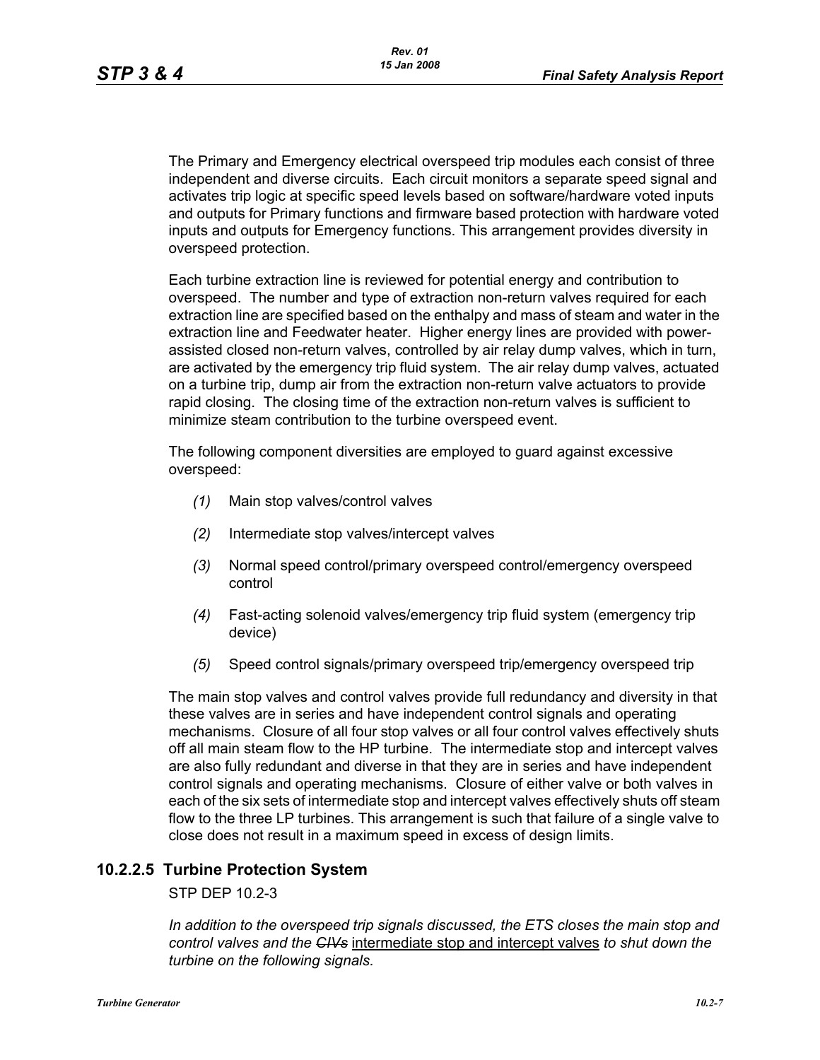The Primary and Emergency electrical overspeed trip modules each consist of three independent and diverse circuits. Each circuit monitors a separate speed signal and activates trip logic at specific speed levels based on software/hardware voted inputs and outputs for Primary functions and firmware based protection with hardware voted inputs and outputs for Emergency functions. This arrangement provides diversity in overspeed protection.

Each turbine extraction line is reviewed for potential energy and contribution to overspeed. The number and type of extraction non-return valves required for each extraction line are specified based on the enthalpy and mass of steam and water in the extraction line and Feedwater heater. Higher energy lines are provided with power-assisted closed non-return valves, controlled by air relay dump valves, which in turn, are activated by the emergency trip fluid system. The air relay dump valves, actuated on a turbine trip, dump air from the extraction non-return valve actuators to provide rapid closing. The closing time of the extraction non-return valves is sufficient to minimize steam contribution to the turbine overspeed event.

The following component diversities are employed to guard against excessive overspeed:

*(1)* Main stop valves/control valves

*(2)* Intermediate stop valves/intercept valves

*(3)* Normal speed control/primary overspeed control/emergency overspeed control

*(4)* Fast-acting solenoid valves/emergency trip fluid system (emergency trip device)

*(5)* Speed control signals/primary overspeed trip/emergency overspeed trip

The main stop valves and control valves provide full redundancy and diversity in that these valves are in series and have independent control signals and operating mechanisms. Closure of all four stop valves or all four control valves effectively shuts off all main steam flow to the HP turbine. The intermediate stop and intercept valves are also fully redundant and diverse in that they are in series and have independent control signals and operating mechanisms. Closure of either valve or both valves in each of the six sets of intermediate stop and intercept valves effectively shuts off steam flow to the three LP turbines. This arrangement is such that failure of a single valve to close does not result in a maximum speed in excess of design limits.

### 10.2.2.5 Turbine Protection System

STP DEP 10.2-3

*In addition to the overspeed trip signals discussed, the ETS closes the main stop and control valves and the ~~CIVs~~* intermediate stop and intercept valves *to shut down the turbine on the following signals.*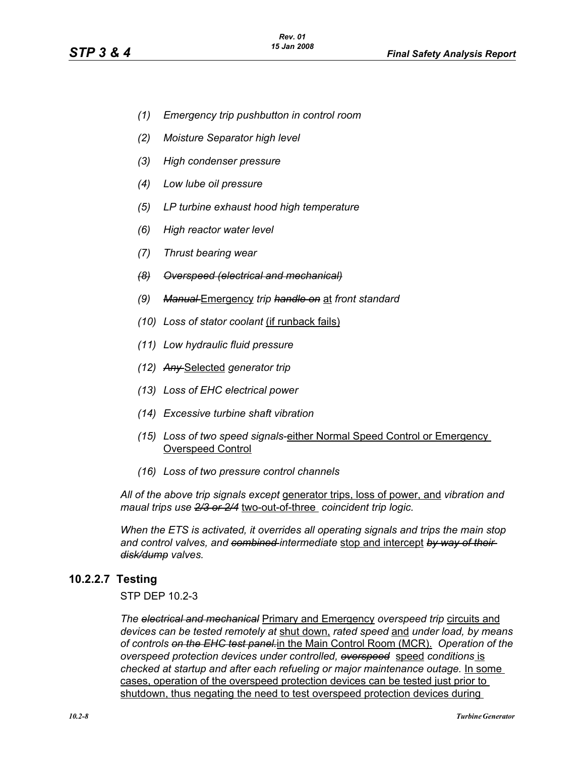*(1) Emergency trip pushbutton in control room*

*(2) Moisture Separator high level*

*(3) High condenser pressure*

*(4) Low lube oil pressure*

*(5) LP turbine exhaust hood high temperature*

*(6) High reactor water level*

*(7) Thrust bearing wear*

~~*(8) Overspeed (electrical and mechanical)*~~

*(9)* ~~*Manual*~~ Emergency *trip* ~~*handle on*~~ at *front standard*

*(10) Loss of stator coolant* (if runback fails)

*(11) Low hydraulic fluid pressure*

*(12)* ~~*Any*~~ Selected *generator trip*

*(13) Loss of EHC electrical power*

*(14) Excessive turbine shaft vibration*

*(15) Loss of two speed signals*-either Normal Speed Control or Emergency Overspeed Control

*(16) Loss of two pressure control channels*

*All of the above trip signals except* generator trips, loss of power, and *vibration and maual trips use* ~~*2/3 or 2/4*~~ two-out-of-three *coincident trip logic.*

*When the ETS is activated, it overrides all operating signals and trips the main stop and control valves, and* ~~*combined*~~ *intermediate* stop and intercept ~~*by way of their disk/dump*~~ *valves.*

## 10.2.2.7 Testing

STP DEP 10.2-3

*The* ~~*electrical and mechanical*~~ Primary and Emergency *overspeed trip* circuits and *devices can be tested remotely at* shut down, *rated speed* and *under load, by means of controls* ~~*on the EHC test panel.*~~in the Main Control Room (MCR). *Operation of the overspeed protection devices under controlled,* ~~*overspeed*~~ speed *conditions* is *checked at startup and after each refueling or major maintenance outage.* In some cases, operation of the overspeed protection devices can be tested just prior to shutdown, thus negating the need to test overspeed protection devices during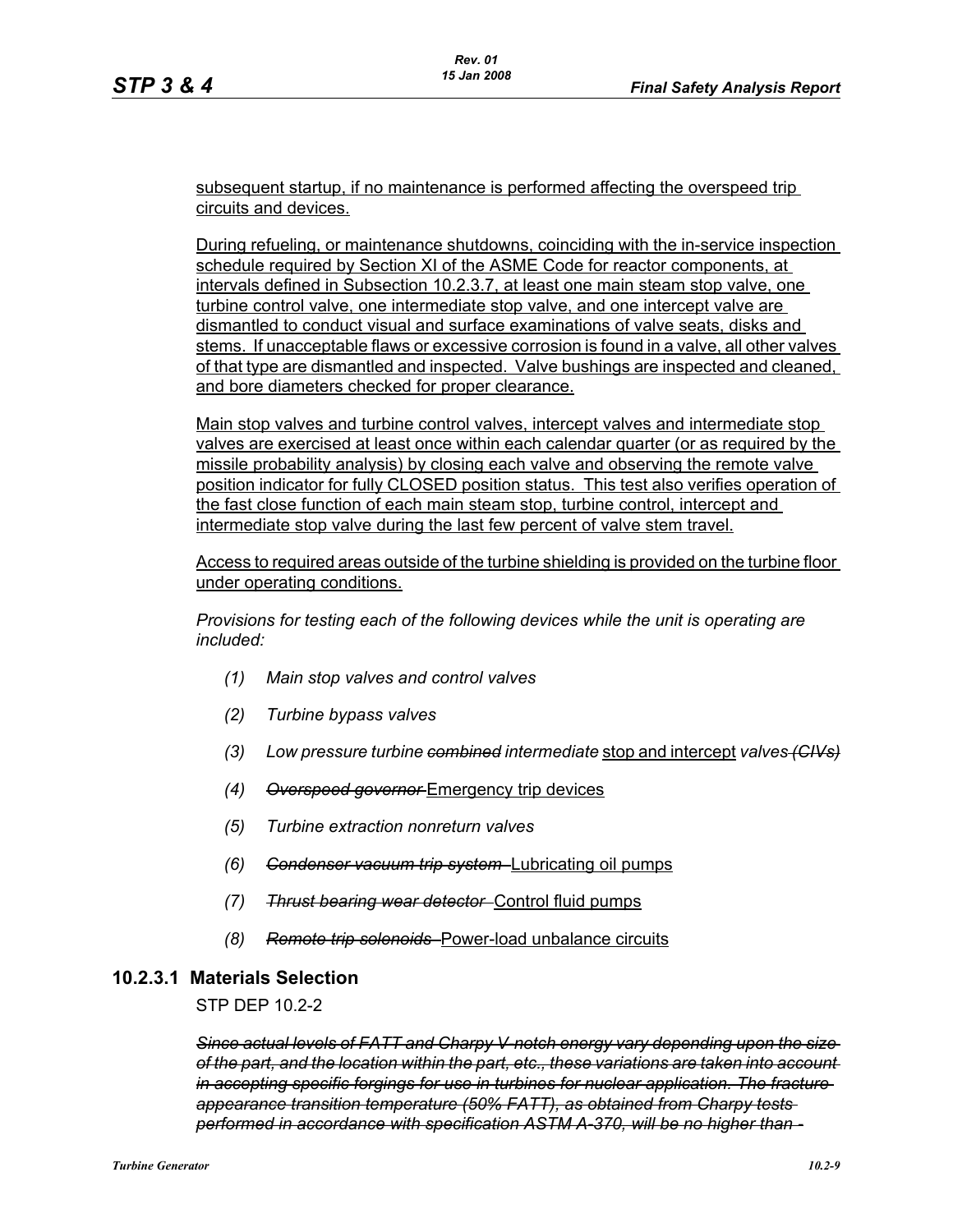subsequent startup, if no maintenance is performed affecting the overspeed trip circuits and devices.

During refueling, or maintenance shutdowns, coinciding with the in-service inspection schedule required by Section XI of the ASME Code for reactor components, at intervals defined in Subsection 10.2.3.7, at least one main steam stop valve, one turbine control valve, one intermediate stop valve, and one intercept valve are dismantled to conduct visual and surface examinations of valve seats, disks and stems. If unacceptable flaws or excessive corrosion is found in a valve, all other valves of that type are dismantled and inspected. Valve bushings are inspected and cleaned, and bore diameters checked for proper clearance.

Main stop valves and turbine control valves, intercept valves and intermediate stop valves are exercised at least once within each calendar quarter (or as required by the missile probability analysis) by closing each valve and observing the remote valve position indicator for fully CLOSED position status. This test also verifies operation of the fast close function of each main steam stop, turbine control, intercept and intermediate stop valve during the last few percent of valve stem travel.

Access to required areas outside of the turbine shielding is provided on the turbine floor under operating conditions.

*Provisions for testing each of the following devices while the unit is operating are included:*

1. *Main stop valves and control valves*
2. *Turbine bypass valves*
3. *Low pressure turbine ~~combined~~ intermediate* stop and intercept *valves ~~(CIVs)~~*
4. *~~Overspeed governor~~* Emergency trip devices
5. *Turbine extraction nonreturn valves*
6. *~~Condenser vacuum trip system~~* Lubricating oil pumps
7. *~~Thrust bearing wear detector~~* Control fluid pumps
8. *~~Remote trip solenoids~~* Power-load unbalance circuits

### 10.2.3.1 Materials Selection

STP DEP 10.2-2

*~~Since actual levels of FATT and Charpy V-notch energy vary depending upon the size of the part, and the location within the part, etc., these variations are taken into account in accepting specific forgings for use in turbines for nuclear application. The fracture appearance transition temperature (50% FATT), as obtained from Charpy tests performed in accordance with specification ASTM A-370, will be no higher than~~*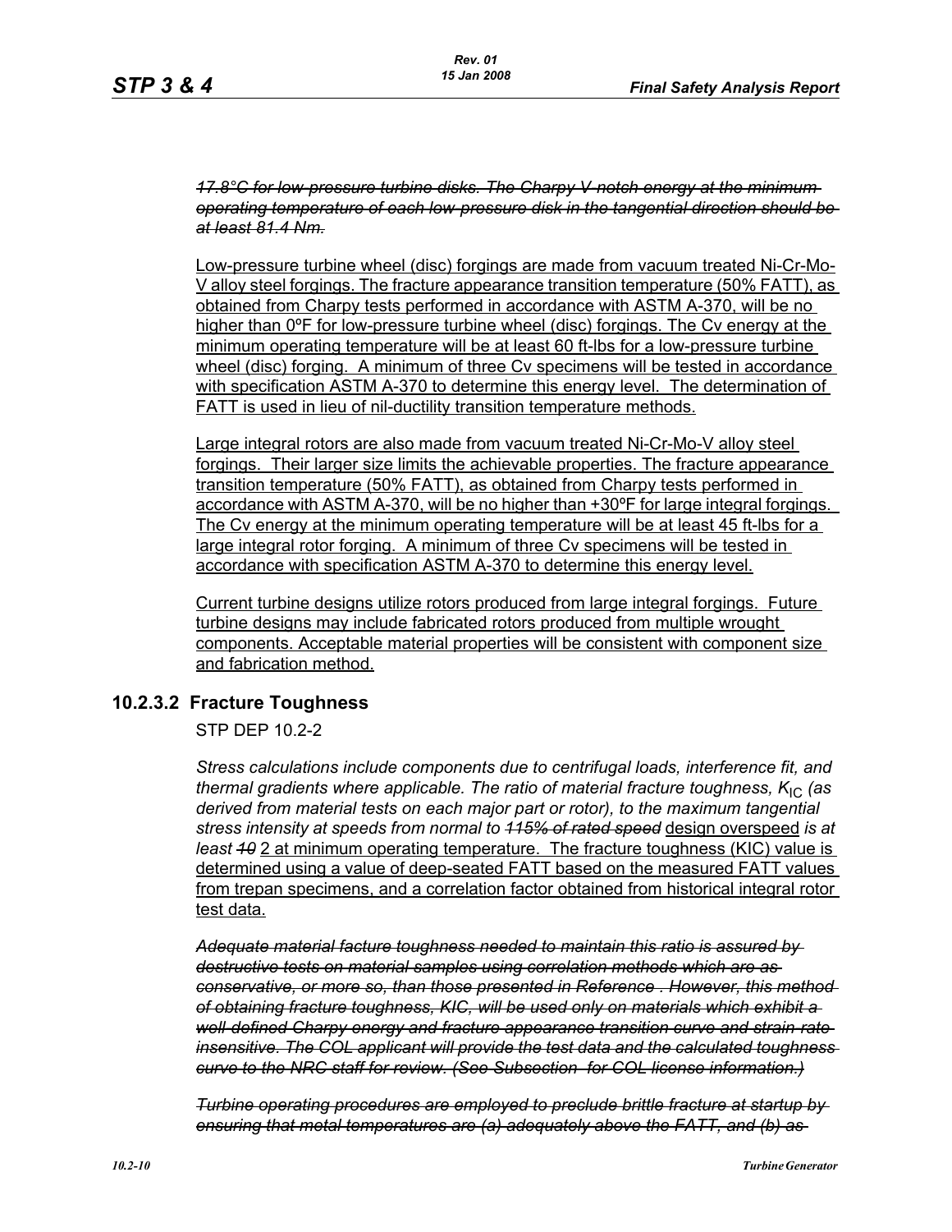~~*17.8°C for low-pressure turbine disks. The Charpy V-notch energy at the minimum operating temperature of each low-pressure disk in the tangential direction should be at least 81.4 Nm.*~~

<u>Low-pressure turbine wheel (disc) forgings are made from vacuum treated Ni-Cr-Mo-V alloy steel forgings. The fracture appearance transition temperature (50% FATT), as obtained from Charpy tests performed in accordance with ASTM A-370, will be no higher than 0ºF for low-pressure turbine wheel (disc) forgings. The Cv energy at the minimum operating temperature will be at least 60 ft-lbs for a low-pressure turbine wheel (disc) forging. A minimum of three Cv specimens will be tested in accordance with specification ASTM A-370 to determine this energy level. The determination of FATT is used in lieu of nil-ductility transition temperature methods.</u>

<u>Large integral rotors are also made from vacuum treated Ni-Cr-Mo-V alloy steel forgings. Their larger size limits the achievable properties. The fracture appearance transition temperature (50% FATT), as obtained from Charpy tests performed in accordance with ASTM A-370, will be no higher than +30ºF for large integral forgings. The Cv energy at the minimum operating temperature will be at least 45 ft-lbs for a large integral rotor forging. A minimum of three Cv specimens will be tested in accordance with specification ASTM A-370 to determine this energy level.</u>

<u>Current turbine designs utilize rotors produced from large integral forgings. Future turbine designs may include fabricated rotors produced from multiple wrought components. Acceptable material properties will be consistent with component size and fabrication method.</u>

### 10.2.3.2 Fracture Toughness

STP DEP 10.2-2

*Stress calculations include components due to centrifugal loads, interference fit, and thermal gradients where applicable. The ratio of material fracture toughness, $K_{IC}$ (as derived from material tests on each major part or rotor), to the maximum tangential stress intensity at speeds from normal to* ~~*115% of rated speed*~~ <u>design overspeed</u> *is at least* ~~*10*~~ <u>2 at minimum operating temperature. The fracture toughness (KIC) value is determined using a value of deep-seated FATT based on the measured FATT values from trepan specimens, and a correlation factor obtained from historical integral rotor test data.</u>

~~*Adequate material facture toughness needed to maintain this ratio is assured by destructive tests on material samples using correlation methods which are as conservative, or more so, than those presented in Reference . However, this method of obtaining fracture toughness, KIC, will be used only on materials which exhibit a well-defined Charpy energy and fracture appearance transition curve and strain-rate insensitive. The COL applicant will provide the test data and the calculated toughness curve to the NRC staff for review. (See Subsection for COL license information.)*~~

~~*Turbine operating procedures are employed to preclude brittle fracture at startup by ensuring that metal temperatures are (a) adequately above the FATT, and (b) as*~~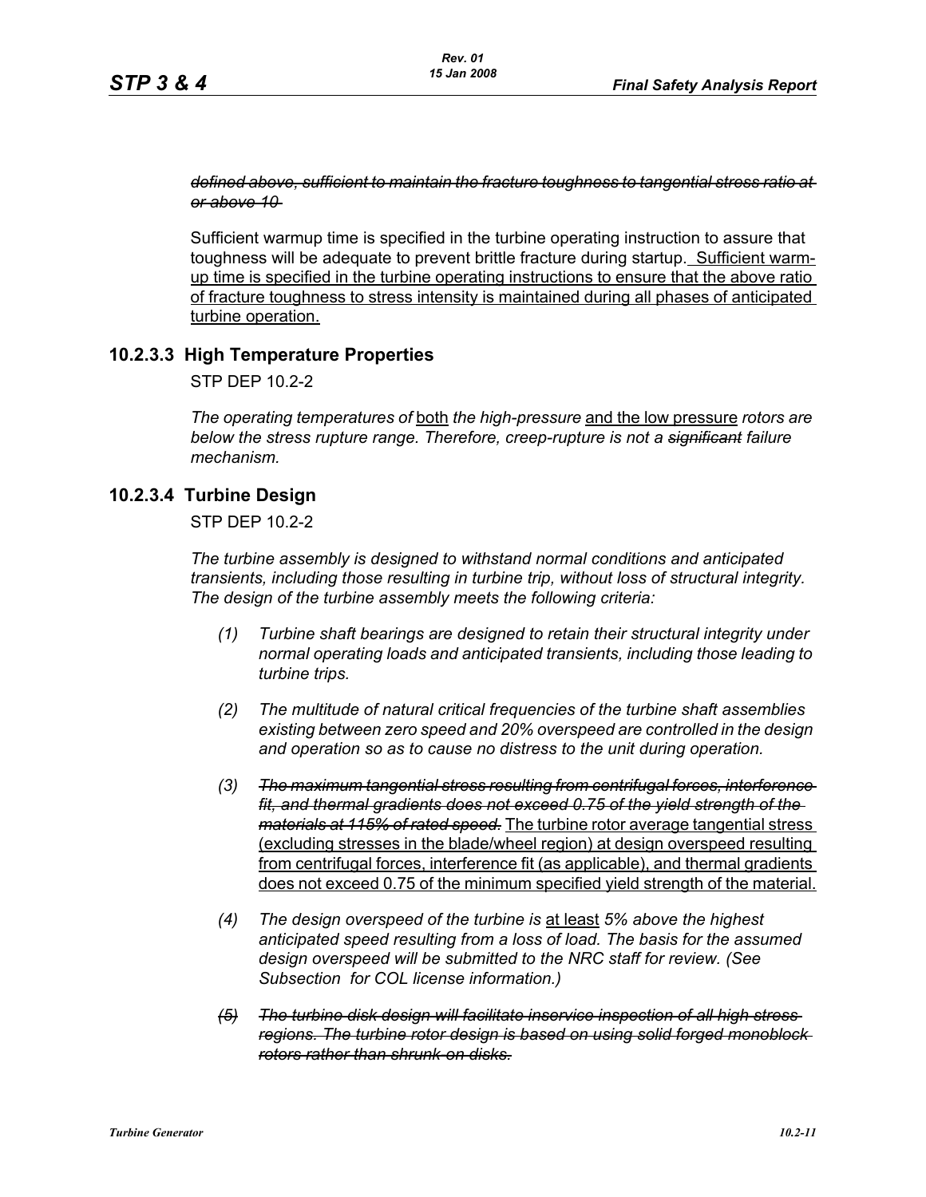~~*defined above, sufficient to maintain the fracture toughness to tangential stress ratio at or above 10*~~

Sufficient warmup time is specified in the turbine operating instruction to assure that toughness will be adequate to prevent brittle fracture during startup. <u>Sufficient warm-up time is specified in the turbine operating instructions to ensure that the above ratio of fracture toughness to stress intensity is maintained during all phases of anticipated turbine operation.</u>

### 10.2.3.3 High Temperature Properties

STP DEP 10.2-2

*The operating temperatures of* <u>both</u> *the high-pressure* <u>and the low pressure</u> *rotors are below the stress rupture range. Therefore, creep-rupture is not a* ~~*significant*~~ *failure mechanism.*

### 10.2.3.4 Turbine Design

STP DEP 10.2-2

*The turbine assembly is designed to withstand normal conditions and anticipated transients, including those resulting in turbine trip, without loss of structural integrity. The design of the turbine assembly meets the following criteria:*

(1) *Turbine shaft bearings are designed to retain their structural integrity under normal operating loads and anticipated transients, including those leading to turbine trips.*

(2) *The multitude of natural critical frequencies of the turbine shaft assemblies existing between zero speed and 20% overspeed are controlled in the design and operation so as to cause no distress to the unit during operation.*

(3) ~~*The maximum tangential stress resulting from centrifugal forces, interference fit, and thermal gradients does not exceed 0.75 of the yield strength of the materials at 115% of rated speed.*~~ <u>The turbine rotor average tangential stress (excluding stresses in the blade/wheel region) at design overspeed resulting from centrifugal forces, interference fit (as applicable), and thermal gradients does not exceed 0.75 of the minimum specified yield strength of the material.</u>

(4) *The design overspeed of the turbine is* <u>at least</u> *5% above the highest anticipated speed resulting from a loss of load. The basis for the assumed design overspeed will be submitted to the NRC staff for review. (See Subsection for COL license information.)*

~~(5)~~ ~~*The turbine disk design will facilitate inservice inspection of all high stress regions. The turbine rotor design is based on using solid forged monoblock rotors rather than shrunk-on disks.*~~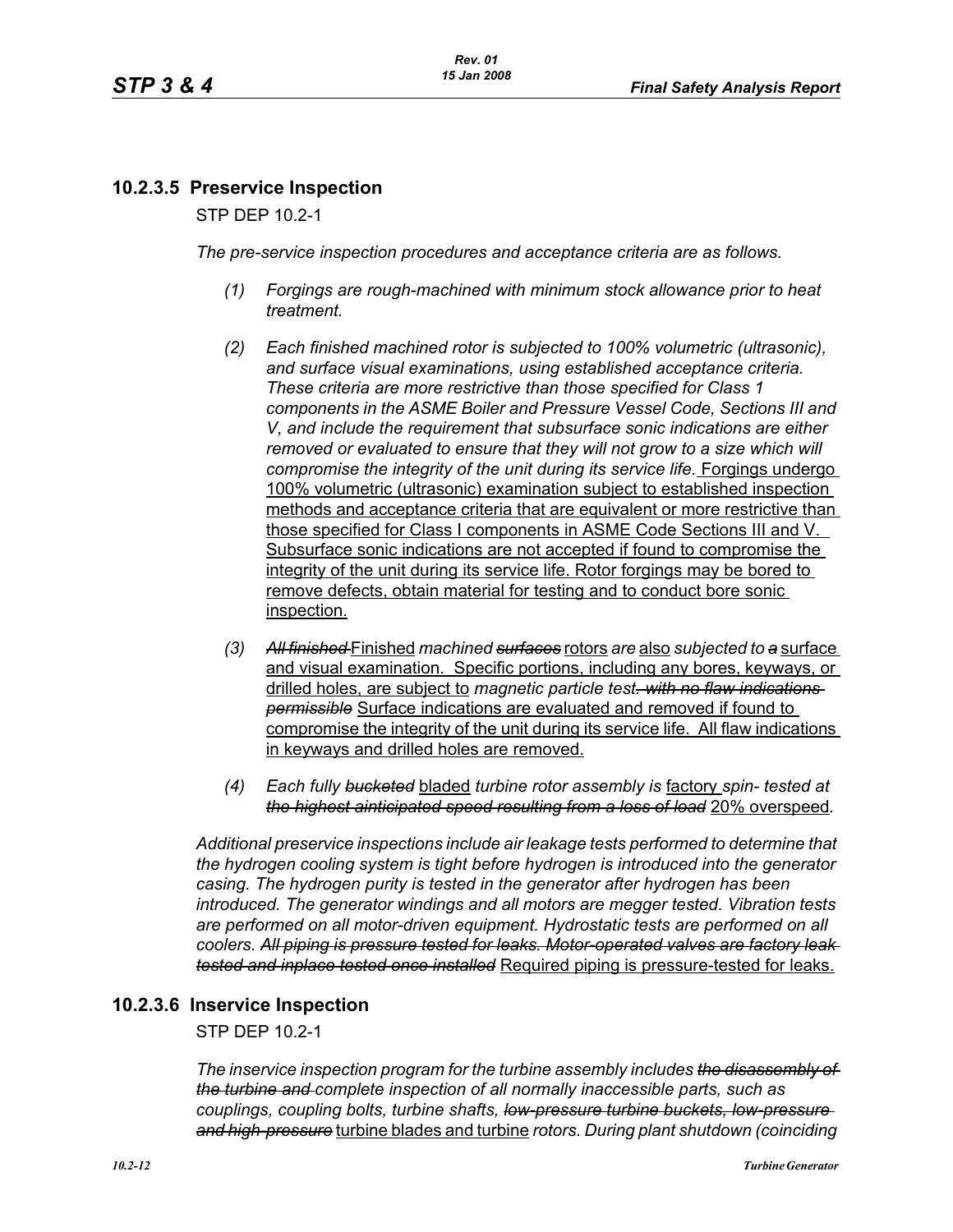### 10.2.3.5 Preservice Inspection

STP DEP 10.2-1

*The pre-service inspection procedures and acceptance criteria are as follows.*

1. *Forgings are rough-machined with minimum stock allowance prior to heat treatment.*
2. *Each finished machined rotor is subjected to 100% volumetric (ultrasonic), and surface visual examinations, using established acceptance criteria. These criteria are more restrictive than those specified for Class 1 components in the ASME Boiler and Pressure Vessel Code, Sections III and V, and include the requirement that subsurface sonic indications are either removed or evaluated to ensure that they will not grow to a size which will compromise the integrity of the unit during its service life.* <u>Forgings undergo 100% volumetric (ultrasonic) examination subject to established inspection methods and acceptance criteria that are equivalent or more restrictive than those specified for Class I components in ASME Code Sections III and V. Subsurface sonic indications are not accepted if found to compromise the integrity of the unit during its service life. Rotor forgings may be bored to remove defects, obtain material for testing and to conduct bore sonic inspection.</u>
3. ~~*All finished*~~ <u>Finished</u> *machined* ~~*surfaces*~~ <u>rotors</u> *are* <u>also</u> *subjected to* ~~*a*~~ <u>surface and visual examination. Specific portions, including any bores, keyways, or drilled holes, are subject to</u> *magnetic particle test*~~*. with no flaw indications permissible*~~ <u>Surface indications are evaluated and removed if found to compromise the integrity of the unit during its service life. All flaw indications in keyways and drilled holes are removed.</u>
4. *Each fully* ~~*bucketed*~~ <u>bladed</u> *turbine rotor assembly is* <u>factory</u> *spin- tested at* ~~*the highest aincitipated speed resulting from a loss of load*~~ <u>20% overspeed</u>*.*

*Additional preservice inspections include air leakage tests performed to determine that the hydrogen cooling system is tight before hydrogen is introduced into the generator casing. The hydrogen purity is tested in the generator after hydrogen has been introduced. The generator windings and all motors are megger tested. Vibration tests are performed on all motor-driven equipment. Hydrostatic tests are performed on all coolers.* ~~*All piping is pressure tested for leaks. Motor-operated valves are factory leak tested and inplace tested once installed*~~ <u>Required piping is pressure-tested for leaks.</u>

### 10.2.3.6 Inservice Inspection

STP DEP 10.2-1

*The inservice inspection program for the turbine assembly includes* ~~*the disassembly of the turbine and*~~ *complete inspection of all normally inaccessible parts, such as couplings, coupling bolts, turbine shafts,* ~~*low-pressure turbine buckets, low-pressure and high-pressure*~~ <u>turbine blades and turbine</u> *rotors. During plant shutdown (coinciding*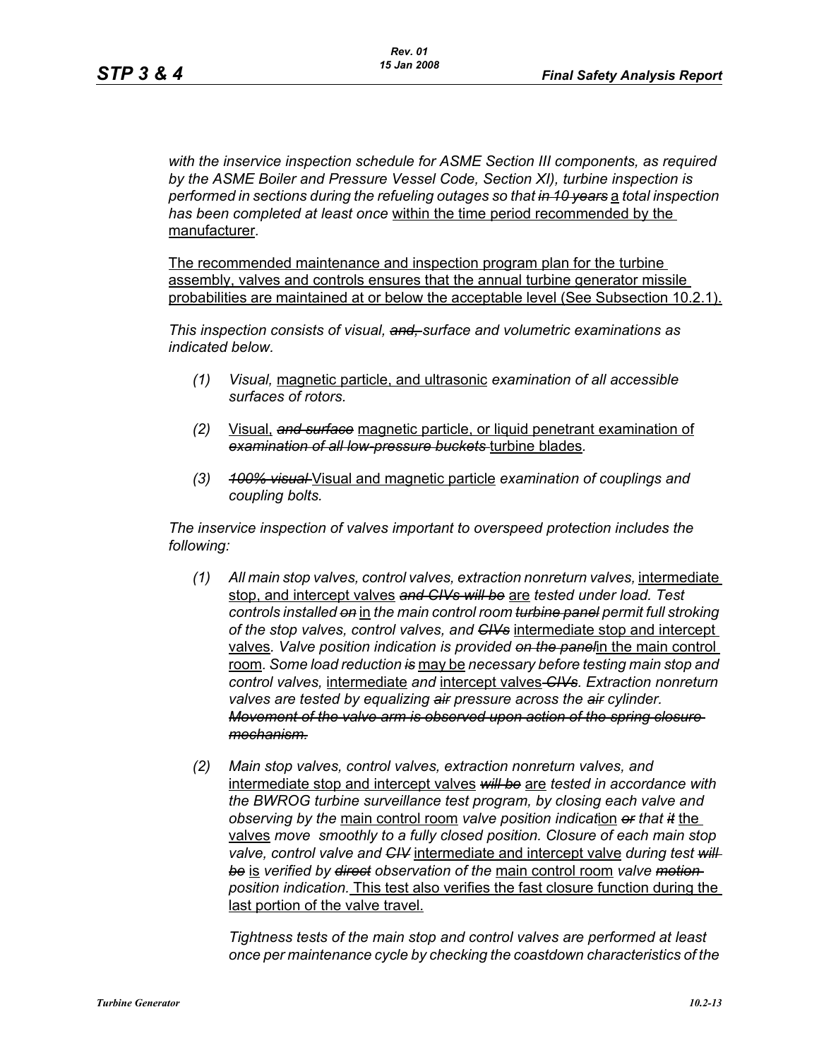*with the inservice inspection schedule for ASME Section III components, as required by the ASME Boiler and Pressure Vessel Code, Section XI), turbine inspection is performed in sections during the refueling outages so that ~~in 10 years~~* a *total inspection has been completed at least once* within the time period recommended by the manufacturer*.*

The recommended maintenance and inspection program plan for the turbine assembly, valves and controls ensures that the annual turbine generator missile probabilities are maintained at or below the acceptable level (See Subsection 10.2.1).

*This inspection consists of visual, ~~and,~~ surface and volumetric examinations as indicated below.*

*(1)* *Visual,* magnetic particle, and ultrasonic *examination of all accessible surfaces of rotors.*

*(2)* Visual, ~~*and surface*~~ magnetic particle, or liquid penetrant examination of ~~*examination of all low-pressure buckets*~~ turbine blades.

*(3)* ~~*100% visual*~~ Visual and magnetic particle *examination of couplings and coupling bolts.*

*The inservice inspection of valves important to overspeed protection includes the following:*

*(1)* *All main stop valves, control valves, extraction nonreturn valves,* intermediate stop, and intercept valves ~~*and CIVs will be*~~ are *tested under load. Test controls installed ~~on~~* in *the main control room ~~turbine panel~~ permit full stroking of the stop valves, control valves, and ~~CIVs~~* intermediate stop and intercept valves*. Valve position indication is provided ~~on the panel~~*in the main control room*. Some load reduction ~~is~~* may be *necessary before testing main stop and control valves,* intermediate *and* intercept valves ~~*CIVs*~~*. Extraction nonreturn valves are tested by equalizing ~~air~~ pressure across the ~~air~~ cylinder. ~~Movement of the valve arm is observed upon action of the spring closure mechanism.~~*

*(2)* *Main stop valves, control valves, extraction nonreturn valves, and* intermediate stop and intercept valves ~~*will be*~~ are *tested in accordance with the BWROG turbine surveillance test program, by closing each valve and observing by the* main control room *valve position indicat*ion ~~*or*~~ *that ~~it~~* the valves *move smoothly to a fully closed position. Closure of each main stop valve, control valve and ~~CIV~~* intermediate and intercept valve *during test ~~will be~~* is *verified by ~~direct~~ observation of the* main control room *valve ~~motion~~ position indication.* This test also verifies the fast closure function during the last portion of the valve travel.

*Tightness tests of the main stop and control valves are performed at least once per maintenance cycle by checking the coastdown characteristics of the*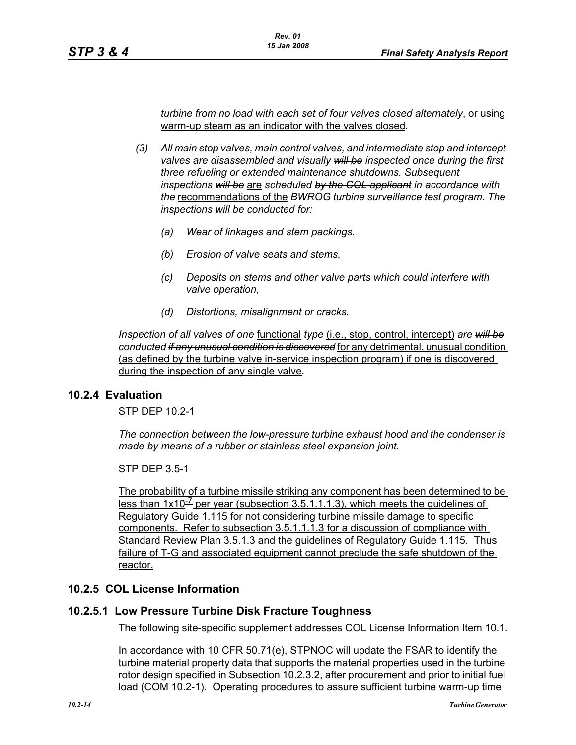*turbine from no load with each set of four valves closed alternately*, or using warm-up steam as an indicator with the valves closed.

(3) *All main stop valves, main control valves, and intermediate stop and intercept valves are disassembled and visually ~~will be~~ inspected once during the first three refueling or extended maintenance shutdowns. Subsequent inspections ~~will be~~* are *scheduled ~~by the COL applicant~~ in accordance with the* recommendations of the *BWROG turbine surveillance test program. The inspections will be conducted for:*

   (a) *Wear of linkages and stem packings.*

   (b) *Erosion of valve seats and stems,*

   (c) *Deposits on stems and other valve parts which could interfere with valve operation,*

   (d) *Distortions, misalignment or cracks.*

*Inspection of all valves of one* functional *type* (i.e., stop, control, intercept) *are ~~will be~~ conducted ~~if any unusual condition is discovered~~* for any detrimental, unusual condition (as defined by the turbine valve in-service inspection program) if one is discovered during the inspection of any single valve.

## 10.2.4 Evaluation

STP DEP 10.2-1

*The connection between the low-pressure turbine exhaust hood and the condenser is made by means of a rubber or stainless steel expansion joint.*

STP DEP 3.5-1

The probability of a turbine missile striking any component has been determined to be less than $1x10^{-7}$ per year (subsection 3.5.1.1.1.3), which meets the guidelines of Regulatory Guide 1.115 for not considering turbine missile damage to specific components. Refer to subsection 3.5.1.1.1.3 for a discussion of compliance with Standard Review Plan 3.5.1.3 and the guidelines of Regulatory Guide 1.115. Thus failure of T-G and associated equipment cannot preclude the safe shutdown of the reactor.

## 10.2.5 COL License Information

### 10.2.5.1 Low Pressure Turbine Disk Fracture Toughness

The following site-specific supplement addresses COL License Information Item 10.1.

In accordance with 10 CFR 50.71(e), STPNOC will update the FSAR to identify the turbine material property data that supports the material properties used in the turbine rotor design specified in Subsection 10.2.3.2, after procurement and prior to initial fuel load (COM 10.2-1). Operating procedures to assure sufficient turbine warm-up time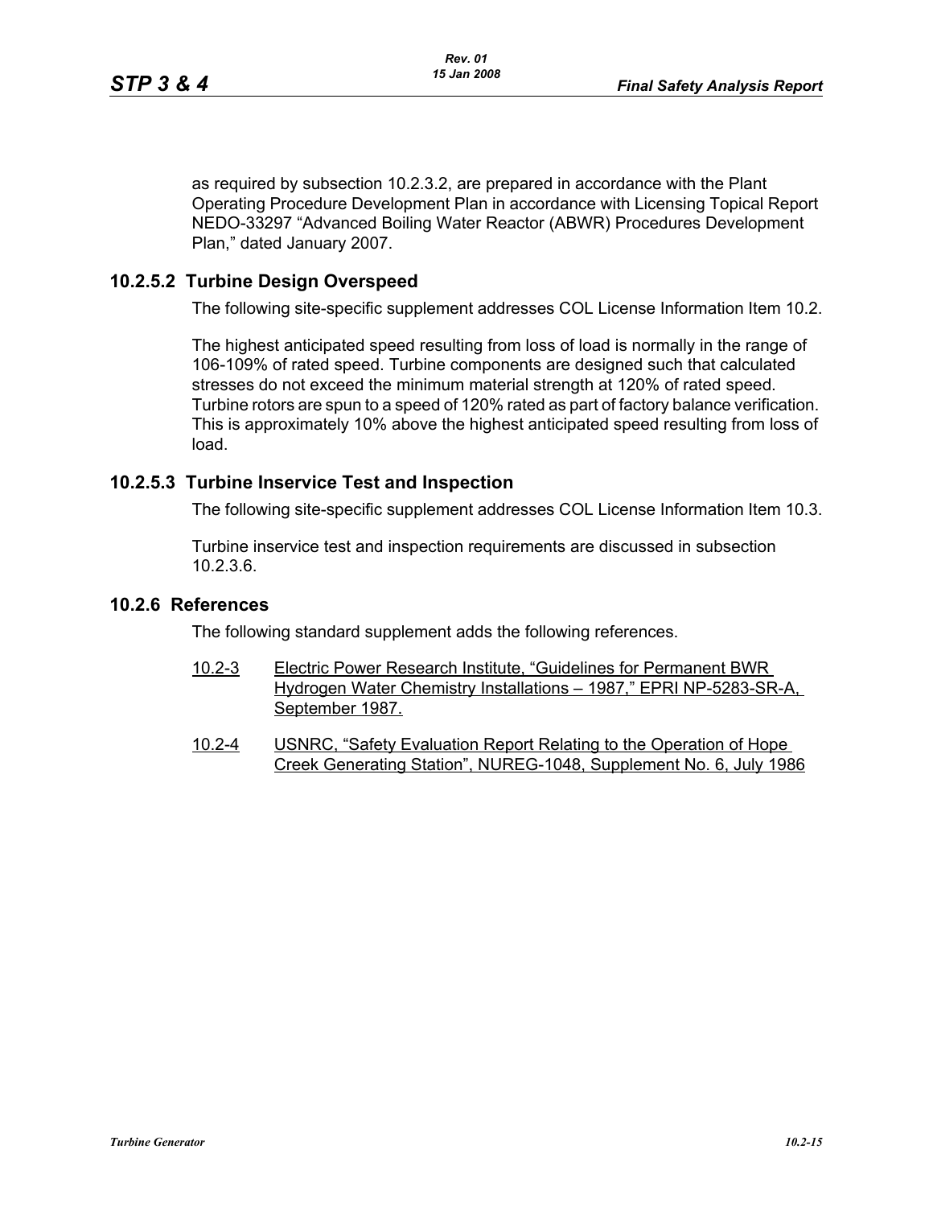as required by subsection 10.2.3.2, are prepared in accordance with the Plant Operating Procedure Development Plan in accordance with Licensing Topical Report NEDO-33297 "Advanced Boiling Water Reactor (ABWR) Procedures Development Plan," dated January 2007.

### 10.2.5.2 Turbine Design Overspeed

The following site-specific supplement addresses COL License Information Item 10.2.

The highest anticipated speed resulting from loss of load is normally in the range of 106-109% of rated speed. Turbine components are designed such that calculated stresses do not exceed the minimum material strength at 120% of rated speed. Turbine rotors are spun to a speed of 120% rated as part of factory balance verification. This is approximately 10% above the highest anticipated speed resulting from loss of load.

### 10.2.5.3 Turbine Inservice Test and Inspection

The following site-specific supplement addresses COL License Information Item 10.3.

Turbine inservice test and inspection requirements are discussed in subsection 10.2.3.6.

## 10.2.6 References

The following standard supplement adds the following references.

10.2-3 Electric Power Research Institute, "Guidelines for Permanent BWR Hydrogen Water Chemistry Installations – 1987," EPRI NP-5283-SR-A, September 1987.

10.2-4 USNRC, "Safety Evaluation Report Relating to the Operation of Hope Creek Generating Station", NUREG-1048, Supplement No. 6, July 1986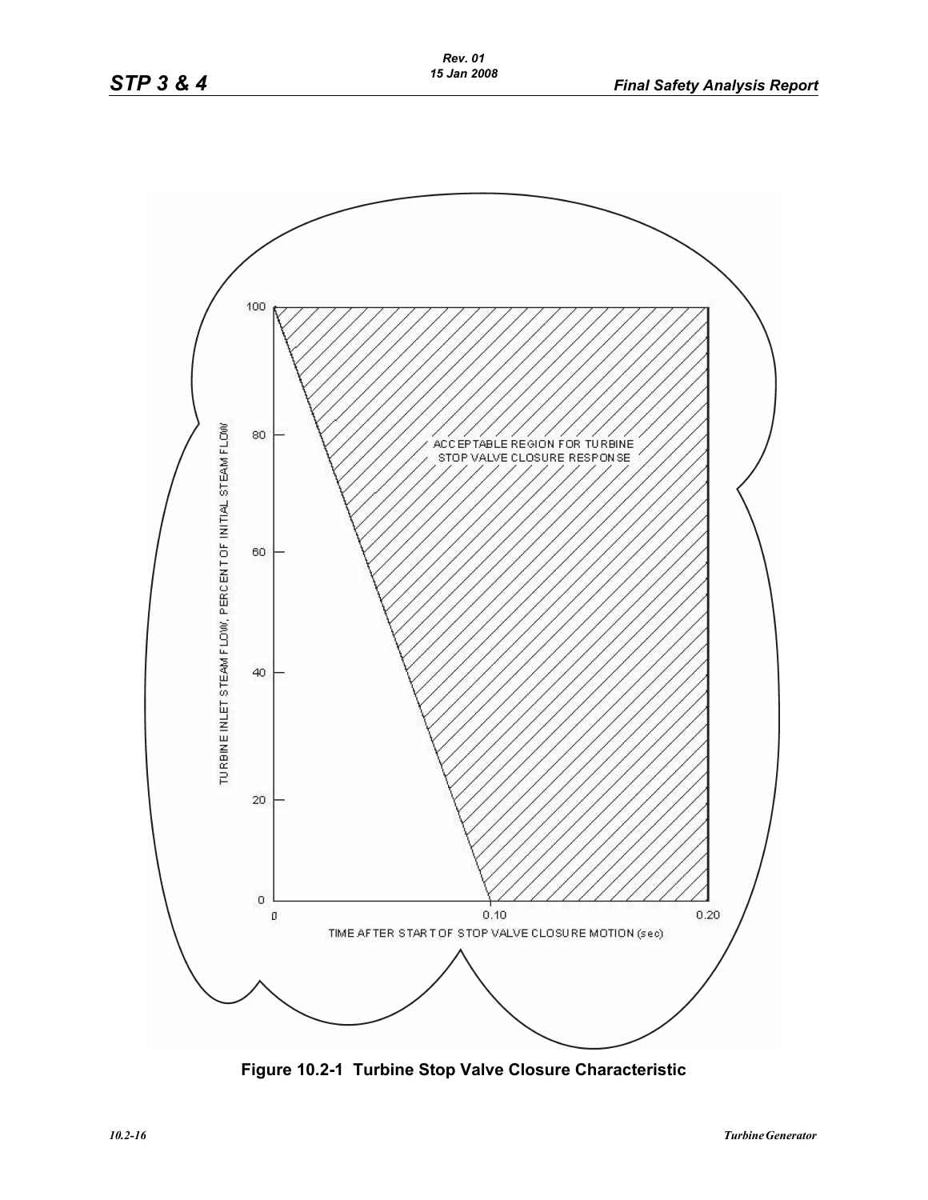100

80

60

40

20

0

TURBINE INLET STEAM FLOW, PERCENT OF INITIAL STEAM FLOW

ACCEPTABLE REGION FOR TURBINE STOP VALVE CLOSURE RESPONSE

0

0.10

0.20

TIME AFTER START OF STOP VALVE CLOSURE MOTION (sec)

**Figure 10.2-1 Turbine Stop Valve Closure Characteristic**